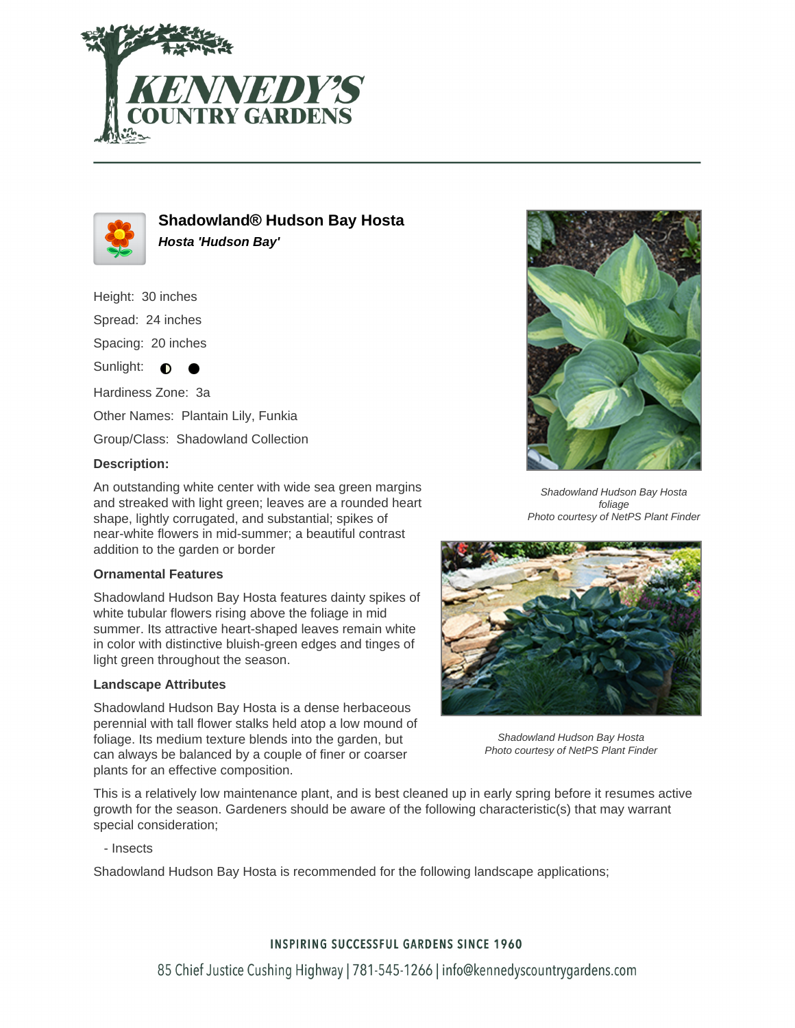# Shadowland® Hudson Bay Hosta

***Hosta 'Hudson Bay'***

Height: 30 inches

Spread: 24 inches

Spacing: 20 inches

Sunlight: ◐ ●

Hardiness Zone: 3a

Other Names: Plantain Lily, Funkia

Group/Class: Shadowland Collection

**Description:**

An outstanding white center with wide sea green margins and streaked with light green; leaves are a rounded heart shape, lightly corrugated, and substantial; spikes of near-white flowers in mid-summer; a beautiful contrast addition to the garden or border

*Shadowland Hudson Bay Hosta foliage*
*Photo courtesy of NetPS Plant Finder*

### Ornamental Features

Shadowland Hudson Bay Hosta features dainty spikes of white tubular flowers rising above the foliage in mid summer. Its attractive heart-shaped leaves remain white in color with distinctive bluish-green edges and tinges of light green throughout the season.

### Landscape Attributes

Shadowland Hudson Bay Hosta is a dense herbaceous perennial with tall flower stalks held atop a low mound of foliage. Its medium texture blends into the garden, but can always be balanced by a couple of finer or coarser plants for an effective composition.

*Shadowland Hudson Bay Hosta*
*Photo courtesy of NetPS Plant Finder*

This is a relatively low maintenance plant, and is best cleaned up in early spring before it resumes active growth for the season. Gardeners should be aware of the following characteristic(s) that may warrant special consideration;

- Insects

Shadowland Hudson Bay Hosta is recommended for the following landscape applications;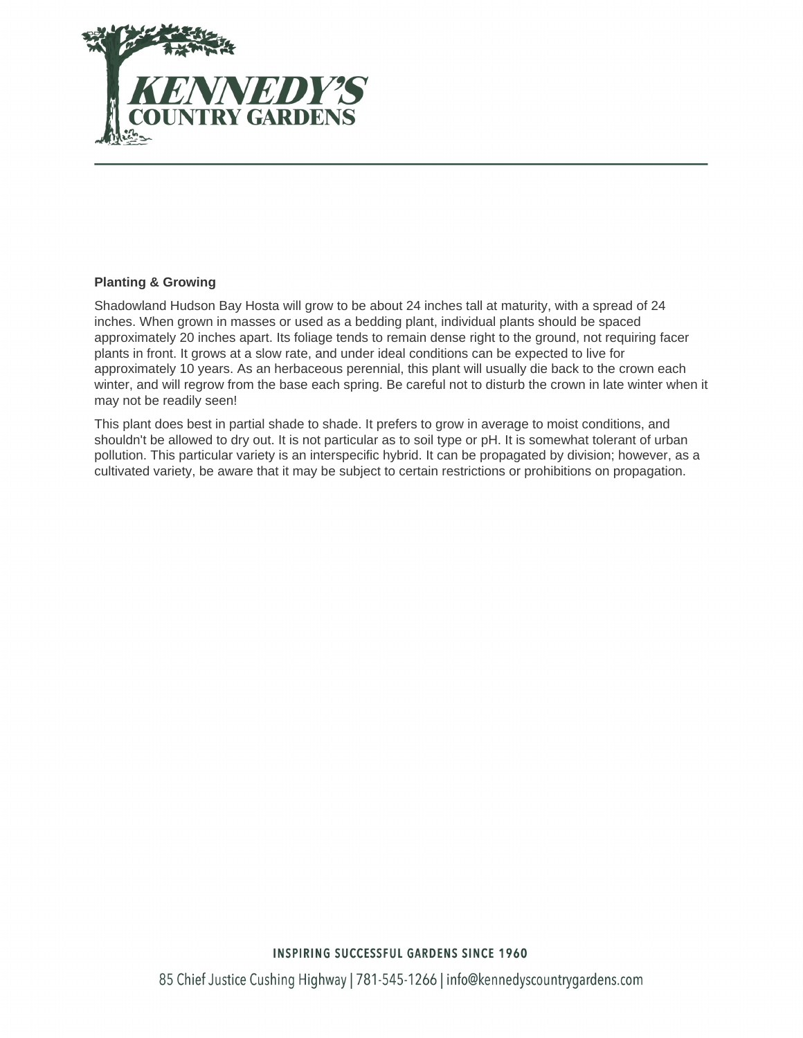**Planting & Growing**

Shadowland Hudson Bay Hosta will grow to be about 24 inches tall at maturity, with a spread of 24 inches. When grown in masses or used as a bedding plant, individual plants should be spaced approximately 20 inches apart. Its foliage tends to remain dense right to the ground, not requiring facer plants in front. It grows at a slow rate, and under ideal conditions can be expected to live for approximately 10 years. As an herbaceous perennial, this plant will usually die back to the crown each winter, and will regrow from the base each spring. Be careful not to disturb the crown in late winter when it may not be readily seen!

This plant does best in partial shade to shade. It prefers to grow in average to moist conditions, and shouldn't be allowed to dry out. It is not particular as to soil type or pH. It is somewhat tolerant of urban pollution. This particular variety is an interspecific hybrid. It can be propagated by division; however, as a cultivated variety, be aware that it may be subject to certain restrictions or prohibitions on propagation.